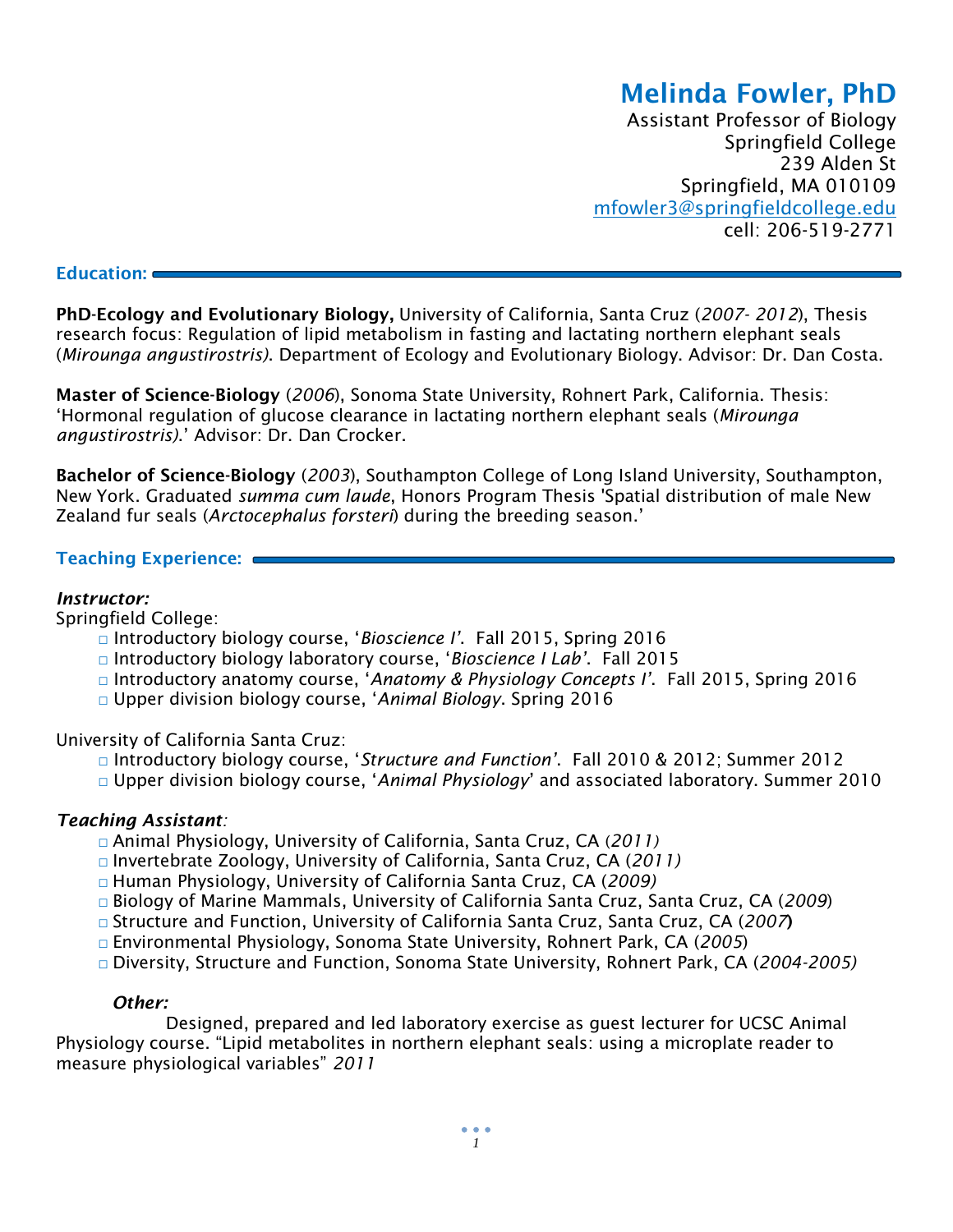# Melinda Fowler, PhD

Assistant Professor of Biology
Springfield College
239 Alden St
Springfield, MA 010109
mfowler3@springfieldcollege.edu
cell: 206-519-2771

## Education:

**PhD-Ecology and Evolutionary Biology,** University of California, Santa Cruz (*2007- 2012*), Thesis research focus: Regulation of lipid metabolism in fasting and lactating northern elephant seals (*Mirounga angustirostris)*. Department of Ecology and Evolutionary Biology. Advisor: Dr. Dan Costa.

**Master of Science-Biology** (*2006*), Sonoma State University, Rohnert Park, California. Thesis: 'Hormonal regulation of glucose clearance in lactating northern elephant seals (*Mirounga angustirostris)*.' Advisor: Dr. Dan Crocker.

**Bachelor of Science-Biology** (*2003*), Southampton College of Long Island University, Southampton, New York. Graduated *summa cum laude*, Honors Program Thesis 'Spatial distribution of male New Zealand fur seals (*Arctocephalus forsteri*) during the breeding season.'

## Teaching Experience:

***Instructor:***

Springfield College:

- Introductory biology course, '*Bioscience I'*. Fall 2015, Spring 2016
- Introductory biology laboratory course, '*Bioscience I Lab'*. Fall 2015
- Introductory anatomy course, '*Anatomy & Physiology Concepts I'*. Fall 2015, Spring 2016
- Upper division biology course, '*Animal Biology*. Spring 2016

University of California Santa Cruz:

- Introductory biology course, '*Structure and Function'*. Fall 2010 & 2012; Summer 2012
- Upper division biology course, '*Animal Physiology*' and associated laboratory. Summer 2010

***Teaching Assistant**:*

- Animal Physiology, University of California, Santa Cruz, CA (*2011)*
- Invertebrate Zoology, University of California, Santa Cruz, CA (*2011)*
- Human Physiology, University of California Santa Cruz, CA (*2009)*
- Biology of Marine Mammals, University of California Santa Cruz, Santa Cruz, CA (*2009*)
- Structure and Function, University of California Santa Cruz, Santa Cruz, CA (*2007***)**
- Environmental Physiology, Sonoma State University, Rohnert Park, CA (*2005*)
- Diversity, Structure and Function, Sonoma State University, Rohnert Park, CA (*2004-2005)*

***Other:***

Designed, prepared and led laboratory exercise as guest lecturer for UCSC Animal Physiology course. "Lipid metabolites in northern elephant seals: using a microplate reader to measure physiological variables" *2011*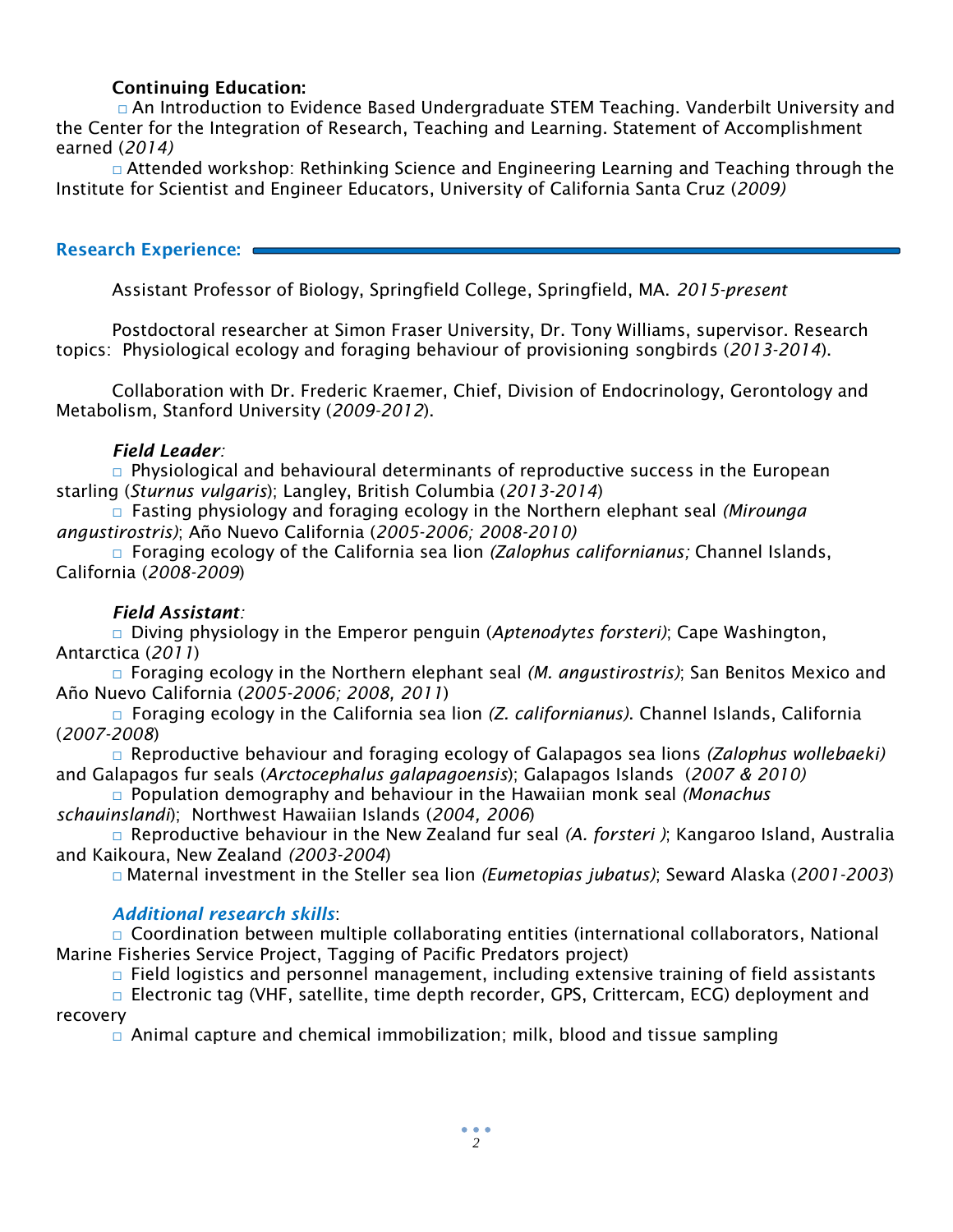**Continuing Education:**

- An Introduction to Evidence Based Undergraduate STEM Teaching. Vanderbilt University and the Center for the Integration of Research, Teaching and Learning. Statement of Accomplishment earned (*2014)*
- Attended workshop: Rethinking Science and Engineering Learning and Teaching through the Institute for Scientist and Engineer Educators, University of California Santa Cruz (*2009)*

## Research Experience:

Assistant Professor of Biology, Springfield College, Springfield, MA. *2015-present*

Postdoctoral researcher at Simon Fraser University, Dr. Tony Williams, supervisor. Research topics: Physiological ecology and foraging behaviour of provisioning songbirds (*2013-2014*).

Collaboration with Dr. Frederic Kraemer, Chief, Division of Endocrinology, Gerontology and Metabolism, Stanford University (*2009-2012*).

***Field Leader**:*

- Physiological and behavioural determinants of reproductive success in the European starling (*Sturnus vulgaris*); Langley, British Columbia (*2013-2014*)
- Fasting physiology and foraging ecology in the Northern elephant seal *(Mirounga angustirostris)*; Año Nuevo California (*2005-2006; 2008-2010)*
- Foraging ecology of the California sea lion *(Zalophus californianus;* Channel Islands, California (*2008-2009*)

***Field Assistant**:*

- Diving physiology in the Emperor penguin (*Aptenodytes forsteri)*; Cape Washington, Antarctica (*2011*)
- Foraging ecology in the Northern elephant seal *(M. angustirostris)*; San Benitos Mexico and Año Nuevo California (*2005-2006; 2008, 2011*)
- Foraging ecology in the California sea lion *(Z. californianus)*. Channel Islands, California (*2007-2008*)
- Reproductive behaviour and foraging ecology of Galapagos sea lions *(Zalophus wollebaeki)* and Galapagos fur seals (*Arctocephalus galapagoensis*); Galapagos Islands (*2007 & 2010)*
- Population demography and behaviour in the Hawaiian monk seal *(Monachus schauinslandi*); Northwest Hawaiian Islands (*2004, 2006*)
- Reproductive behaviour in the New Zealand fur seal *(A. forsteri )*; Kangaroo Island, Australia and Kaikoura, New Zealand *(2003-2004*)
- Maternal investment in the Steller sea lion *(Eumetopias jubatus)*; Seward Alaska (*2001-2003*)

***Additional research skills***:

- Coordination between multiple collaborating entities (international collaborators, National Marine Fisheries Service Project, Tagging of Pacific Predators project)
- Field logistics and personnel management, including extensive training of field assistants
- Electronic tag (VHF, satellite, time depth recorder, GPS, Crittercam, ECG) deployment and recovery
- Animal capture and chemical immobilization; milk, blood and tissue sampling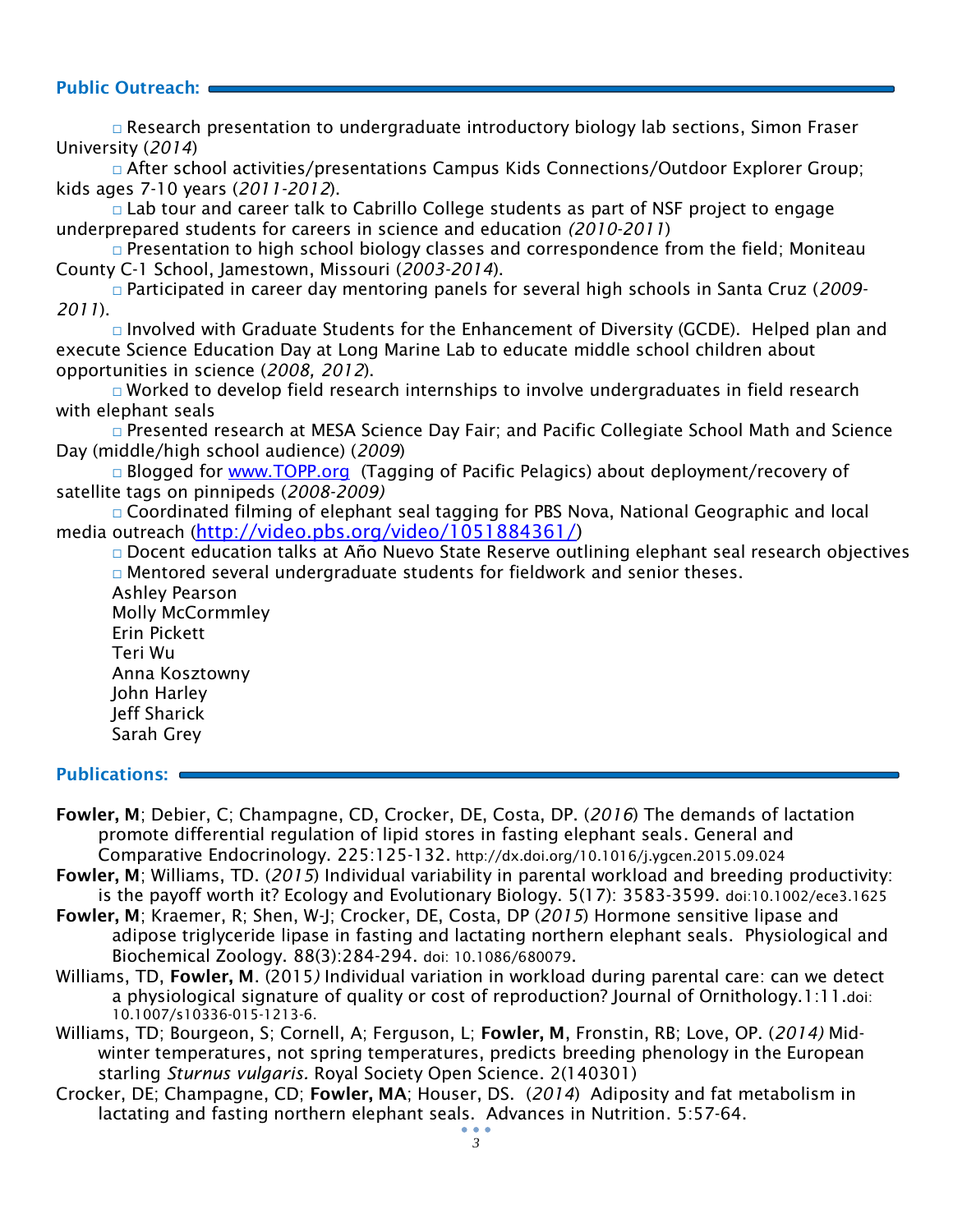## Public Outreach:

- Research presentation to undergraduate introductory biology lab sections, Simon Fraser University (*2014*)
- After school activities/presentations Campus Kids Connections/Outdoor Explorer Group; kids ages 7-10 years (*2011-2012*).
- Lab tour and career talk to Cabrillo College students as part of NSF project to engage underprepared students for careers in science and education *(2010-2011*)
- Presentation to high school biology classes and correspondence from the field; Moniteau County C-1 School, Jamestown, Missouri (*2003-2014*).
- Participated in career day mentoring panels for several high schools in Santa Cruz (*2009-2011*).
- Involved with Graduate Students for the Enhancement of Diversity (GCDE). Helped plan and execute Science Education Day at Long Marine Lab to educate middle school children about opportunities in science (*2008, 2012*).
- Worked to develop field research internships to involve undergraduates in field research with elephant seals
- Presented research at MESA Science Day Fair; and Pacific Collegiate School Math and Science Day (middle/high school audience) (*2009*)
- Blogged for [www.TOPP.org](www.TOPP.org) (Tagging of Pacific Pelagics) about deployment/recovery of satellite tags on pinnipeds (*2008-2009)*
- Coordinated filming of elephant seal tagging for PBS Nova, National Geographic and local media outreach ([http://video.pbs.org/video/1051884361/](http://video.pbs.org/video/1051884361/))
- Docent education talks at Año Nuevo State Reserve outlining elephant seal research objectives
- Mentored several undergraduate students for fieldwork and senior theses.

  Ashley Pearson
  Molly McCormmley
  Erin Pickett
  Teri Wu
  Anna Kosztowny
  John Harley
  Jeff Sharick
  Sarah Grey

## Publications:

**Fowler, M**; Debier, C; Champagne, CD, Crocker, DE, Costa, DP. (*2016*) The demands of lactation promote differential regulation of lipid stores in fasting elephant seals. General and Comparative Endocrinology. 225:125-132. http://dx.doi.org/10.1016/j.ygcen.2015.09.024

**Fowler, M**; Williams, TD. (*2015*) Individual variability in parental workload and breeding productivity: is the payoff worth it? Ecology and Evolutionary Biology. 5(17): 3583-3599. doi:10.1002/ece3.1625

**Fowler, M**; Kraemer, R; Shen, W-J; Crocker, DE, Costa, DP (*2015*) Hormone sensitive lipase and adipose triglyceride lipase in fasting and lactating northern elephant seals. Physiological and Biochemical Zoology. 88(3):284-294. doi: 10.1086/680079.

Williams, TD, **Fowler, M.** (2015*)* Individual variation in workload during parental care: can we detect a physiological signature of quality or cost of reproduction? Journal of Ornithology.1:11.doi: 10.1007/s10336-015-1213-6.

Williams, TD; Bourgeon, S; Cornell, A; Ferguson, L; **Fowler, M**, Fronstin, RB; Love, OP. (*2014)* Mid-winter temperatures, not spring temperatures, predicts breeding phenology in the European starling *Sturnus vulgaris.* Royal Society Open Science. 2(140301)

Crocker, DE; Champagne, CD; **Fowler, MA**; Houser, DS. (*2014*) Adiposity and fat metabolism in lactating and fasting northern elephant seals. Advances in Nutrition. 5:57-64.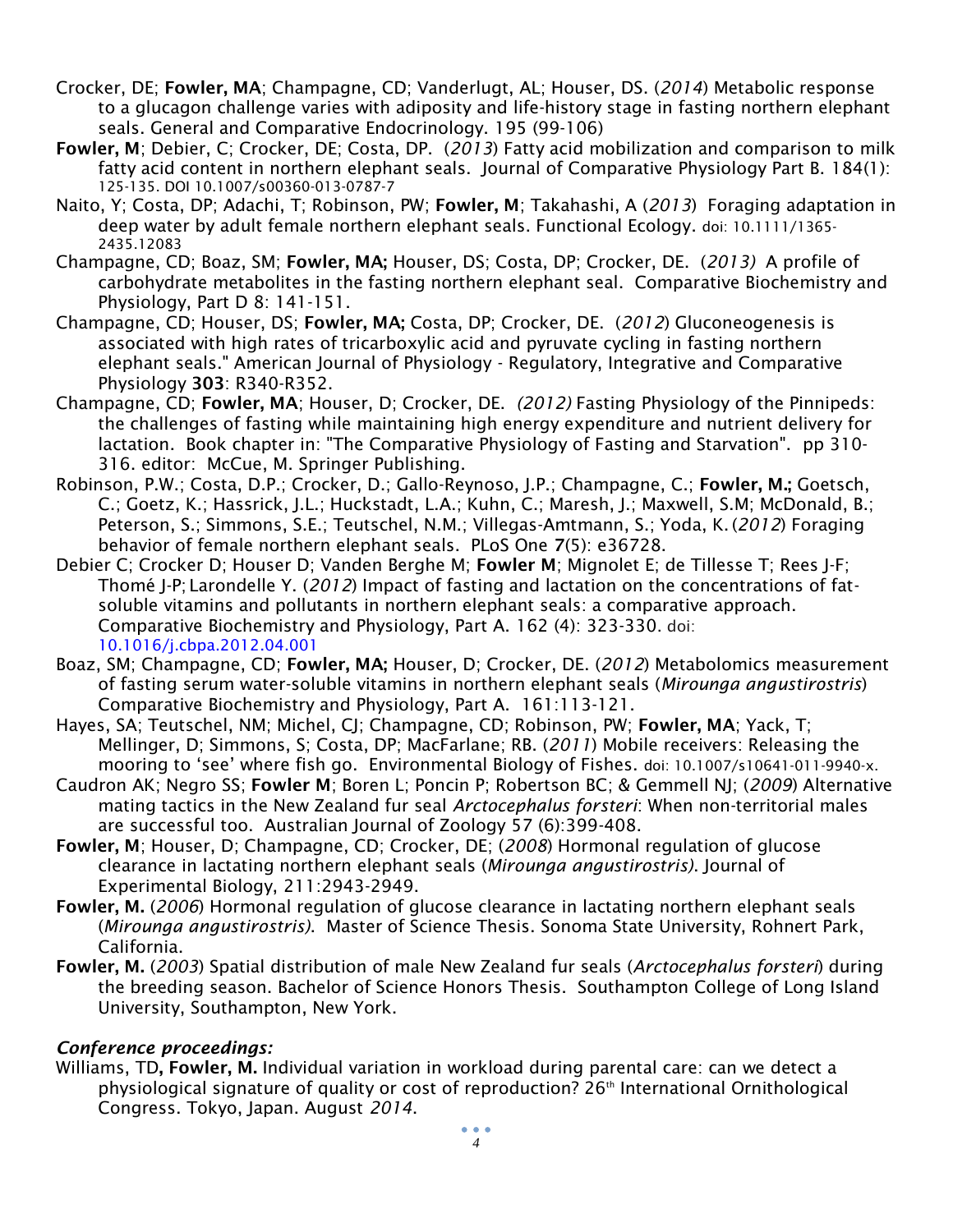Crocker, DE; **Fowler, MA**; Champagne, CD; Vanderlugt, AL; Houser, DS. (*2014*) Metabolic response to a glucagon challenge varies with adiposity and life-history stage in fasting northern elephant seals. General and Comparative Endocrinology. 195 (99-106)

**Fowler, M**; Debier, C; Crocker, DE; Costa, DP. (*2013*) Fatty acid mobilization and comparison to milk fatty acid content in northern elephant seals. Journal of Comparative Physiology Part B. 184(1): 125-135. DOI 10.1007/s00360-013-0787-7

Naito, Y; Costa, DP; Adachi, T; Robinson, PW; **Fowler, M**; Takahashi, A (*2013*) Foraging adaptation in deep water by adult female northern elephant seals. Functional Ecology. doi: 10.1111/1365-2435.12083

Champagne, CD; Boaz, SM; **Fowler, MA;** Houser, DS; Costa, DP; Crocker, DE. (*2013)* A profile of carbohydrate metabolites in the fasting northern elephant seal. Comparative Biochemistry and Physiology, Part D 8: 141-151.

Champagne, CD; Houser, DS; **Fowler, MA;** Costa, DP; Crocker, DE. (*2012*) Gluconeogenesis is associated with high rates of tricarboxylic acid and pyruvate cycling in fasting northern elephant seals." American Journal of Physiology - Regulatory, Integrative and Comparative Physiology **303**: R340-R352.

Champagne, CD; **Fowler, MA**; Houser, D; Crocker, DE. *(2012)* Fasting Physiology of the Pinnipeds: the challenges of fasting while maintaining high energy expenditure and nutrient delivery for lactation. Book chapter in: "The Comparative Physiology of Fasting and Starvation". pp 310-316. editor: McCue, M. Springer Publishing.

Robinson, P.W.; Costa, D.P.; Crocker, D.; Gallo-Reynoso, J.P.; Champagne, C.; **Fowler, M.;** Goetsch, C.; Goetz, K.; Hassrick, J.L.; Huckstadt, L.A.; Kuhn, C.; Maresh, J.; Maxwell, S.M; McDonald, B.; Peterson, S.; Simmons, S.E.; Teutschel, N.M.; Villegas-Amtmann, S.; Yoda, K. (*2012*) Foraging behavior of female northern elephant seals. PLoS One **7**(5): e36728.

Debier C; Crocker D; Houser D; Vanden Berghe M; **Fowler M**; Mignolet E; de Tillesse T; Rees J-F; Thomé J-P; Larondelle Y. (*2012*) Impact of fasting and lactation on the concentrations of fat-soluble vitamins and pollutants in northern elephant seals: a comparative approach. Comparative Biochemistry and Physiology, Part A. 162 (4): 323-330. doi: 10.1016/j.cbpa.2012.04.001

Boaz, SM; Champagne, CD; **Fowler, MA;** Houser, D; Crocker, DE. (*2012*) Metabolomics measurement of fasting serum water-soluble vitamins in northern elephant seals (*Mirounga angustirostris*) Comparative Biochemistry and Physiology, Part A. 161:113-121.

Hayes, SA; Teutschel, NM; Michel, CJ; Champagne, CD; Robinson, PW; **Fowler, MA**; Yack, T; Mellinger, D; Simmons, S; Costa, DP; MacFarlane; RB. (*2011*) Mobile receivers: Releasing the mooring to 'see' where fish go. Environmental Biology of Fishes. doi: 10.1007/s10641-011-9940-x.

Caudron AK; Negro SS; **Fowler M**; Boren L; Poncin P; Robertson BC; & Gemmell NJ; (*2009*) Alternative mating tactics in the New Zealand fur seal *Arctocephalus forsteri*: When non-territorial males are successful too. Australian Journal of Zoology 57 (6):399-408.

**Fowler, M**; Houser, D; Champagne, CD; Crocker, DE; (*2008*) Hormonal regulation of glucose clearance in lactating northern elephant seals (*Mirounga angustirostris)*. Journal of Experimental Biology, 211:2943-2949.

**Fowler, M.** (*2006*) Hormonal regulation of glucose clearance in lactating northern elephant seals (*Mirounga angustirostris)*. Master of Science Thesis. Sonoma State University, Rohnert Park, California.

**Fowler, M.** (*2003*) Spatial distribution of male New Zealand fur seals (*Arctocephalus forsteri*) during the breeding season. Bachelor of Science Honors Thesis. Southampton College of Long Island University, Southampton, New York.

### *Conference proceedings:*

Williams, TD**, Fowler, M.** Individual variation in workload during parental care: can we detect a physiological signature of quality or cost of reproduction? 26th International Ornithological Congress. Tokyo, Japan. August *2014*.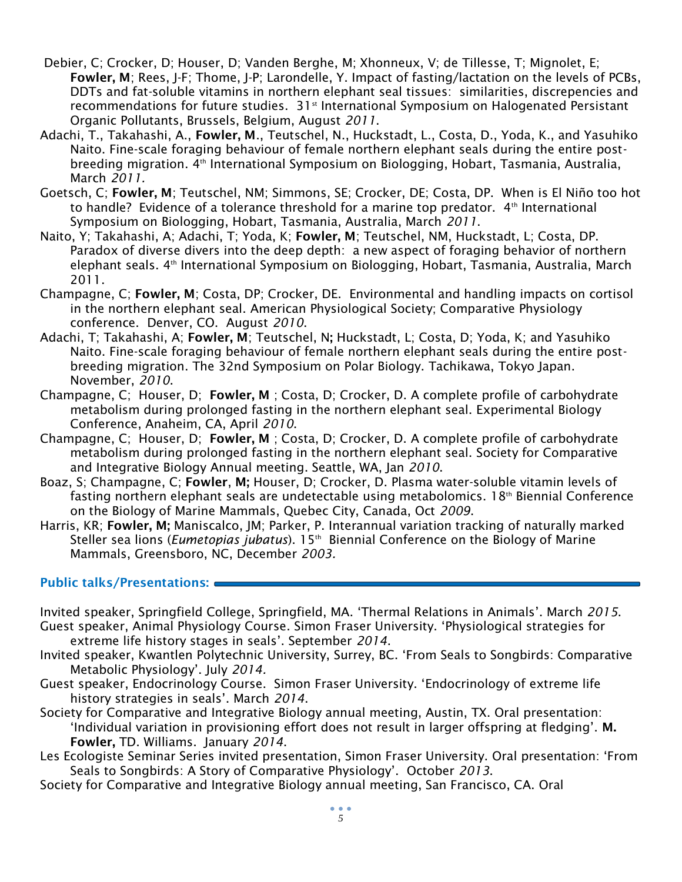Debier, C; Crocker, D; Houser, D; Vanden Berghe, M; Xhonneux, V; de Tillesse, T; Mignolet, E; **Fowler, M**; Rees, J-F; Thome, J-P; Larondelle, Y. Impact of fasting/lactation on the levels of PCBs, DDTs and fat-soluble vitamins in northern elephant seal tissues: similarities, discrepencies and recommendations for future studies. 31st International Symposium on Halogenated Persistant Organic Pollutants, Brussels, Belgium, August *2011*.

Adachi, T., Takahashi, A., **Fowler, M.**, Teutschel, N., Huckstadt, L., Costa, D., Yoda, K., and Yasuhiko Naito. Fine-scale foraging behaviour of female northern elephant seals during the entire post-breeding migration. 4th International Symposium on Biologging, Hobart, Tasmania, Australia, March *2011.*

Goetsch, C; **Fowler, M**; Teutschel, NM; Simmons, SE; Crocker, DE; Costa, DP. When is El Niño too hot to handle? Evidence of a tolerance threshold for a marine top predator. 4th International Symposium on Biologging, Hobart, Tasmania, Australia, March *2011*.

Naito, Y; Takahashi, A; Adachi, T; Yoda, K; **Fowler, M**; Teutschel, NM, Huckstadt, L; Costa, DP. Paradox of diverse divers into the deep depth: a new aspect of foraging behavior of northern elephant seals. 4th International Symposium on Biologging, Hobart, Tasmania, Australia, March 2011.

Champagne, C; **Fowler, M**; Costa, DP; Crocker, DE. Environmental and handling impacts on cortisol in the northern elephant seal. American Physiological Society; Comparative Physiology conference. Denver, CO. August *2010*.

Adachi, T; Takahashi, A; **Fowler, M**; Teutschel, N; Huckstadt, L; Costa, D; Yoda, K; and Yasuhiko Naito. Fine-scale foraging behaviour of female northern elephant seals during the entire post-breeding migration. The 32nd Symposium on Polar Biology. Tachikawa, Tokyo Japan. November, *2010*.

Champagne, C; Houser, D; **Fowler, M** ; Costa, D; Crocker, D. A complete profile of carbohydrate metabolism during prolonged fasting in the northern elephant seal. Experimental Biology Conference, Anaheim, CA, April *2010*.

Champagne, C; Houser, D; **Fowler, M** ; Costa, D; Crocker, D. A complete profile of carbohydrate metabolism during prolonged fasting in the northern elephant seal. Society for Comparative and Integrative Biology Annual meeting. Seattle, WA, Jan *2010*.

Boaz, S; Champagne, C; **Fowler, M;** Houser, D; Crocker, D. Plasma water-soluble vitamin levels of fasting northern elephant seals are undetectable using metabolomics. 18th Biennial Conference on the Biology of Marine Mammals, Quebec City, Canada, Oct *2009*.

Harris, KR; **Fowler, M;** Maniscalco, JM; Parker, P. Interannual variation tracking of naturally marked Steller sea lions (*Eumetopias jubatus*). 15th Biennial Conference on the Biology of Marine Mammals, Greensboro, NC, December *2003.*

## Public talks/Presentations:

Invited speaker, Springfield College, Springfield, MA. 'Thermal Relations in Animals'. March *2015*.

Guest speaker, Animal Physiology Course. Simon Fraser University. 'Physiological strategies for extreme life history stages in seals'. September *2014*.

Invited speaker, Kwantlen Polytechnic University, Surrey, BC. 'From Seals to Songbirds: Comparative Metabolic Physiology'. July *2014.*

Guest speaker, Endocrinology Course. Simon Fraser University. 'Endocrinology of extreme life history strategies in seals'. March *2014*.

Society for Comparative and Integrative Biology annual meeting, Austin, TX. Oral presentation: 'Individual variation in provisioning effort does not result in larger offspring at fledging'. **M. Fowler,** TD. Williams. January *2014*.

Les Ecologiste Seminar Series invited presentation, Simon Fraser University. Oral presentation: 'From Seals to Songbirds: A Story of Comparative Physiology'. October *2013*.

Society for Comparative and Integrative Biology annual meeting, San Francisco, CA. Oral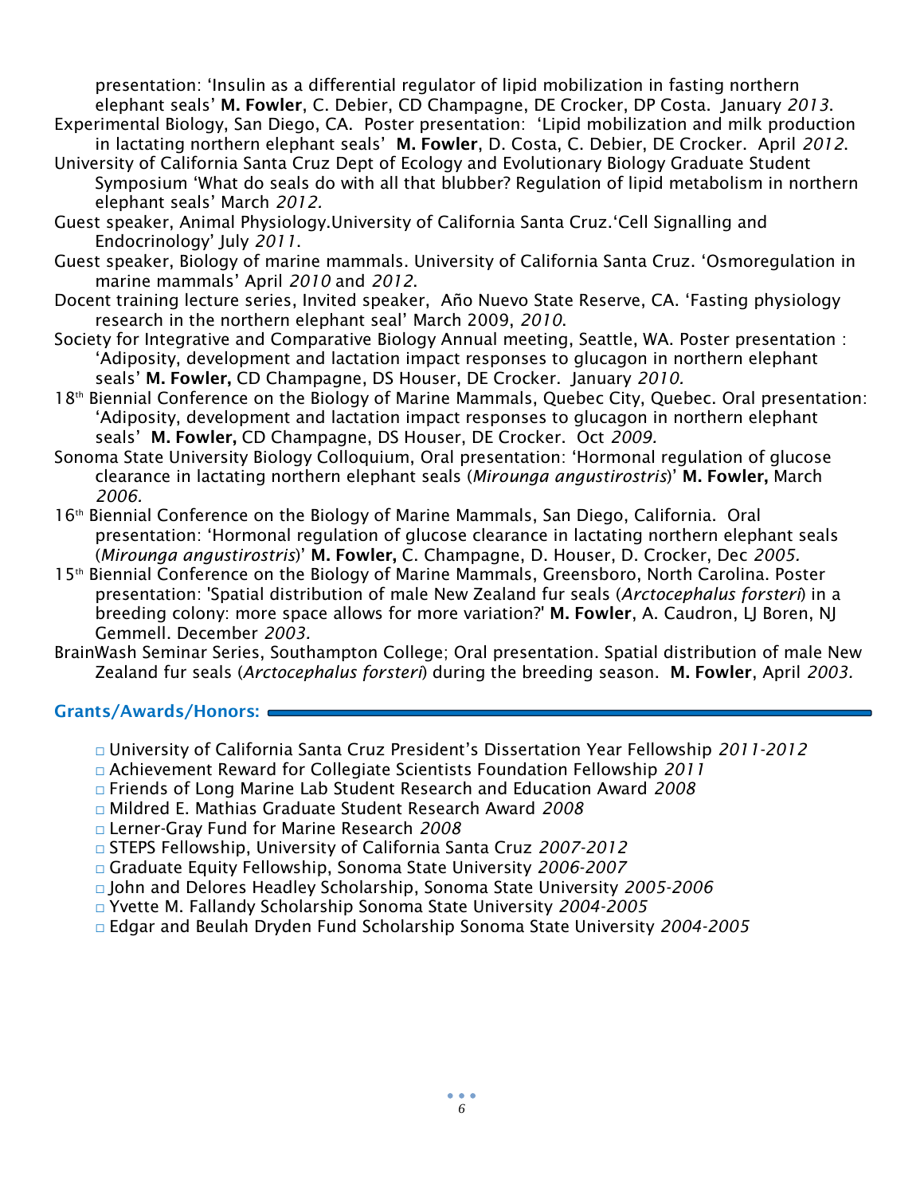presentation: 'Insulin as a differential regulator of lipid mobilization in fasting northern elephant seals' **M. Fowler**, C. Debier, CD Champagne, DE Crocker, DP Costa. January *2013*.

Experimental Biology, San Diego, CA. Poster presentation: 'Lipid mobilization and milk production in lactating northern elephant seals' **M. Fowler**, D. Costa, C. Debier, DE Crocker. April *2012*.

University of California Santa Cruz Dept of Ecology and Evolutionary Biology Graduate Student Symposium 'What do seals do with all that blubber? Regulation of lipid metabolism in northern elephant seals' March *2012.*

Guest speaker, Animal Physiology.University of California Santa Cruz.'Cell Signalling and Endocrinology' July *2011*.

Guest speaker, Biology of marine mammals. University of California Santa Cruz. 'Osmoregulation in marine mammals' April *2010* and *2012*.

Docent training lecture series, Invited speaker, Año Nuevo State Reserve, CA. 'Fasting physiology research in the northern elephant seal' March 2009, *2010*.

Society for Integrative and Comparative Biology Annual meeting, Seattle, WA. Poster presentation : 'Adiposity, development and lactation impact responses to glucagon in northern elephant seals' **M. Fowler,** CD Champagne, DS Houser, DE Crocker. January *2010.*

18th Biennial Conference on the Biology of Marine Mammals, Quebec City, Quebec. Oral presentation: 'Adiposity, development and lactation impact responses to glucagon in northern elephant seals' **M. Fowler,** CD Champagne, DS Houser, DE Crocker. Oct *2009.*

Sonoma State University Biology Colloquium, Oral presentation: 'Hormonal regulation of glucose clearance in lactating northern elephant seals (*Mirounga angustirostris*)' **M. Fowler,** March *2006.*

16th Biennial Conference on the Biology of Marine Mammals, San Diego, California. Oral presentation: 'Hormonal regulation of glucose clearance in lactating northern elephant seals (*Mirounga angustirostris*)' **M. Fowler,** C. Champagne, D. Houser, D. Crocker, Dec *2005.*

15th Biennial Conference on the Biology of Marine Mammals, Greensboro, North Carolina. Poster presentation: 'Spatial distribution of male New Zealand fur seals (*Arctocephalus forsteri*) in a breeding colony: more space allows for more variation?' **M. Fowler**, A. Caudron, LJ Boren, NJ Gemmell. December *2003.*

BrainWash Seminar Series, Southampton College; Oral presentation. Spatial distribution of male New Zealand fur seals (*Arctocephalus forsteri*) during the breeding season. **M. Fowler**, April *2003.*

## Grants/Awards/Honors:

- University of California Santa Cruz President's Dissertation Year Fellowship *2011-2012*
- Achievement Reward for Collegiate Scientists Foundation Fellowship *2011*
- Friends of Long Marine Lab Student Research and Education Award *2008*
- Mildred E. Mathias Graduate Student Research Award *2008*
- Lerner-Gray Fund for Marine Research *2008*
- STEPS Fellowship, University of California Santa Cruz *2007-2012*
- Graduate Equity Fellowship, Sonoma State University *2006-2007*
- John and Delores Headley Scholarship, Sonoma State University *2005-2006*
- Yvette M. Fallandy Scholarship Sonoma State University *2004-2005*
- Edgar and Beulah Dryden Fund Scholarship Sonoma State University *2004-2005*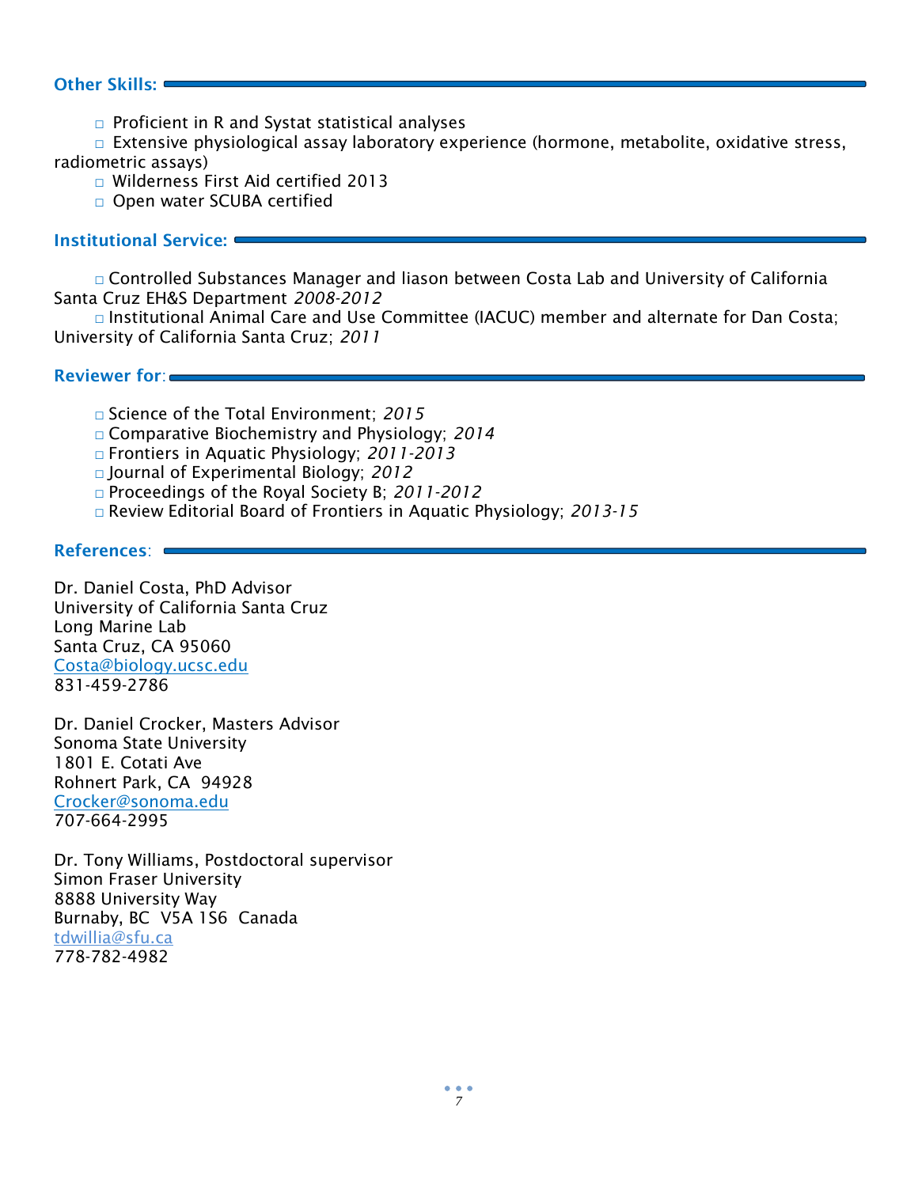## Other Skills:

- Proficient in R and Systat statistical analyses
- Extensive physiological assay laboratory experience (hormone, metabolite, oxidative stress, radiometric assays)
- Wilderness First Aid certified 2013
- Open water SCUBA certified

## Institutional Service:

- Controlled Substances Manager and liason between Costa Lab and University of California Santa Cruz EH&S Department *2008-2012*
- Institutional Animal Care and Use Committee (IACUC) member and alternate for Dan Costa; University of California Santa Cruz; *2011*

## Reviewer for:

- Science of the Total Environment; *2015*
- Comparative Biochemistry and Physiology; *2014*
- Frontiers in Aquatic Physiology; *2011-2013*
- Journal of Experimental Biology; *2012*
- Proceedings of the Royal Society B; *2011-2012*
- Review Editorial Board of Frontiers in Aquatic Physiology; *2013-15*

## References:

Dr. Daniel Costa, PhD Advisor
University of California Santa Cruz
Long Marine Lab
Santa Cruz, CA 95060
Costa@biology.ucsc.edu
831-459-2786

Dr. Daniel Crocker, Masters Advisor
Sonoma State University
1801 E. Cotati Ave
Rohnert Park, CA 94928
Crocker@sonoma.edu
707-664-2995

Dr. Tony Williams, Postdoctoral supervisor
Simon Fraser University
8888 University Way
Burnaby, BC V5A 1S6 Canada
tdwillia@sfu.ca
778-782-4982